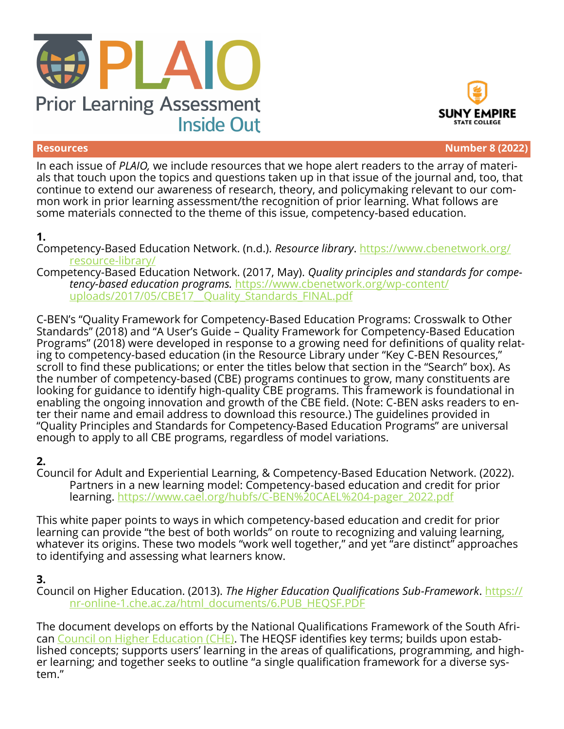# PLAIO

Prior Learning Assessment Inside Out

SUNY EMPIRE STATE COLLEGE

**Resources** **Number 8 (2022)**

In each issue of *PLAIO,* we include resources that we hope alert readers to the array of materials that touch upon the topics and questions taken up in that issue of the journal and, too, that continue to extend our awareness of research, theory, and policymaking relevant to our common work in prior learning assessment/the recognition of prior learning. What follows are some materials connected to the theme of this issue, competency-based education.

**1.**

Competency-Based Education Network. (n.d.). *Resource library*. https://www.cbenetwork.org/resource-library/

Competency-Based Education Network. (2017, May). *Quality principles and standards for competency-based education programs.* https://www.cbenetwork.org/wp-content/uploads/2017/05/CBE17__Quality_Standards_FINAL.pdf

C-BEN's "Quality Framework for Competency-Based Education Programs: Crosswalk to Other Standards" (2018) and "A User's Guide – Quality Framework for Competency-Based Education Programs" (2018) were developed in response to a growing need for definitions of quality relating to competency-based education (in the Resource Library under "Key C-BEN Resources," scroll to find these publications; or enter the titles below that section in the "Search" box). As the number of competency-based (CBE) programs continues to grow, many constituents are looking for guidance to identify high-quality CBE programs. This framework is foundational in enabling the ongoing innovation and growth of the CBE field. (Note: C-BEN asks readers to enter their name and email address to download this resource.) The guidelines provided in "Quality Principles and Standards for Competency-Based Education Programs" are universal enough to apply to all CBE programs, regardless of model variations.

**2.**

Council for Adult and Experiential Learning, & Competency-Based Education Network. (2022). Partners in a new learning model: Competency-based education and credit for prior learning. https://www.cael.org/hubfs/C-BEN%20CAEL%204-pager_2022.pdf

This white paper points to ways in which competency-based education and credit for prior learning can provide "the best of both worlds" on route to recognizing and valuing learning, whatever its origins. These two models "work well together," and yet "are distinct" approaches to identifying and assessing what learners know.

**3.**

Council on Higher Education. (2013). *The Higher Education Qualifications Sub-Framework*. https://nr-online-1.che.ac.za/html_documents/6.PUB_HEQSF.PDF

The document develops on efforts by the National Qualifications Framework of the South African Council on Higher Education (CHE). The HEQSF identifies key terms; builds upon established concepts; supports users' learning in the areas of qualifications, programming, and higher learning; and together seeks to outline "a single qualification framework for a diverse system."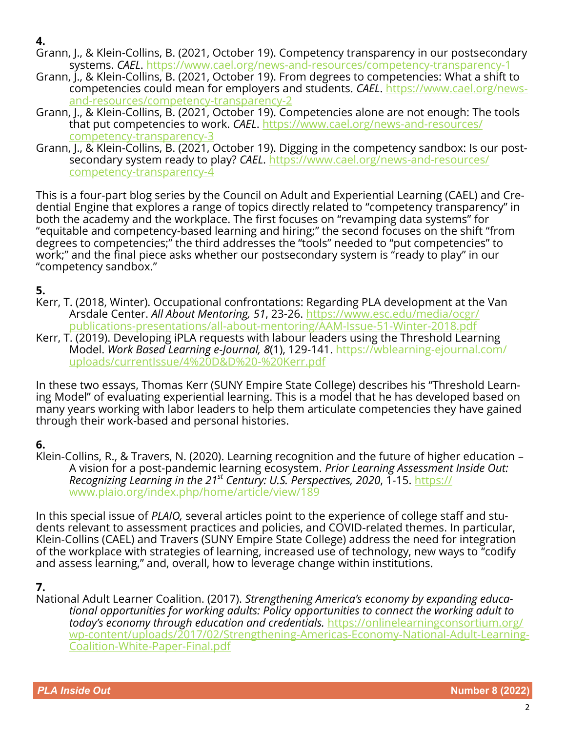**4.**

Grann, J., & Klein-Collins, B. (2021, October 19). Competency transparency in our postsecondary systems. *CAEL*. https://www.cael.org/news-and-resources/competency-transparency-1

Grann, J., & Klein-Collins, B. (2021, October 19). From degrees to competencies: What a shift to competencies could mean for employers and students. *CAEL*. https://www.cael.org/news-and-resources/competency-transparency-2

Grann, J., & Klein-Collins, B. (2021, October 19). Competencies alone are not enough: The tools that put competencies to work. *CAEL*. https://www.cael.org/news-and-resources/competency-transparency-3

Grann, J., & Klein-Collins, B. (2021, October 19). Digging in the competency sandbox: Is our post-secondary system ready to play? *CAEL*. https://www.cael.org/news-and-resources/competency-transparency-4

This is a four-part blog series by the Council on Adult and Experiential Learning (CAEL) and Credential Engine that explores a range of topics directly related to "competency transparency" in both the academy and the workplace. The first focuses on "revamping data systems" for "equitable and competency-based learning and hiring;" the second focuses on the shift "from degrees to competencies;" the third addresses the "tools" needed to "put competencies" to work;" and the final piece asks whether our postsecondary system is "ready to play" in our "competency sandbox."

**5.**

Kerr, T. (2018, Winter). Occupational confrontations: Regarding PLA development at the Van Arsdale Center. *All About Mentoring, 51*, 23-26. https://www.esc.edu/media/ocgr/publications-presentations/all-about-mentoring/AAM-Issue-51-Winter-2018.pdf

Kerr, T. (2019). Developing iPLA requests with labour leaders using the Threshold Learning Model. *Work Based Learning e-Journal, 8*(1), 129-141. https://wblearning-ejournal.com/uploads/currentIssue/4%20D&D%20-%20Kerr.pdf

In these two essays, Thomas Kerr (SUNY Empire State College) describes his "Threshold Learning Model" of evaluating experiential learning. This is a model that he has developed based on many years working with labor leaders to help them articulate competencies they have gained through their work-based and personal histories.

**6.**

Klein-Collins, R., & Travers, N. (2020). Learning recognition and the future of higher education – A vision for a post-pandemic learning ecosystem. *Prior Learning Assessment Inside Out: Recognizing Learning in the 21st Century: U.S. Perspectives, 2020*, 1-15. https://www.plaio.org/index.php/home/article/view/189

In this special issue of *PLAIO,* several articles point to the experience of college staff and students relevant to assessment practices and policies, and COVID-related themes. In particular, Klein-Collins (CAEL) and Travers (SUNY Empire State College) address the need for integration of the workplace with strategies of learning, increased use of technology, new ways to "codify and assess learning," and, overall, how to leverage change within institutions.

**7.**

National Adult Learner Coalition. (2017). *Strengthening America's economy by expanding educational opportunities for working adults: Policy opportunities to connect the working adult to today's economy through education and credentials.* https://onlinelearningconsortium.org/wp-content/uploads/2017/02/Strengthening-Americas-Economy-National-Adult-Learning-Coalition-White-Paper-Final.pdf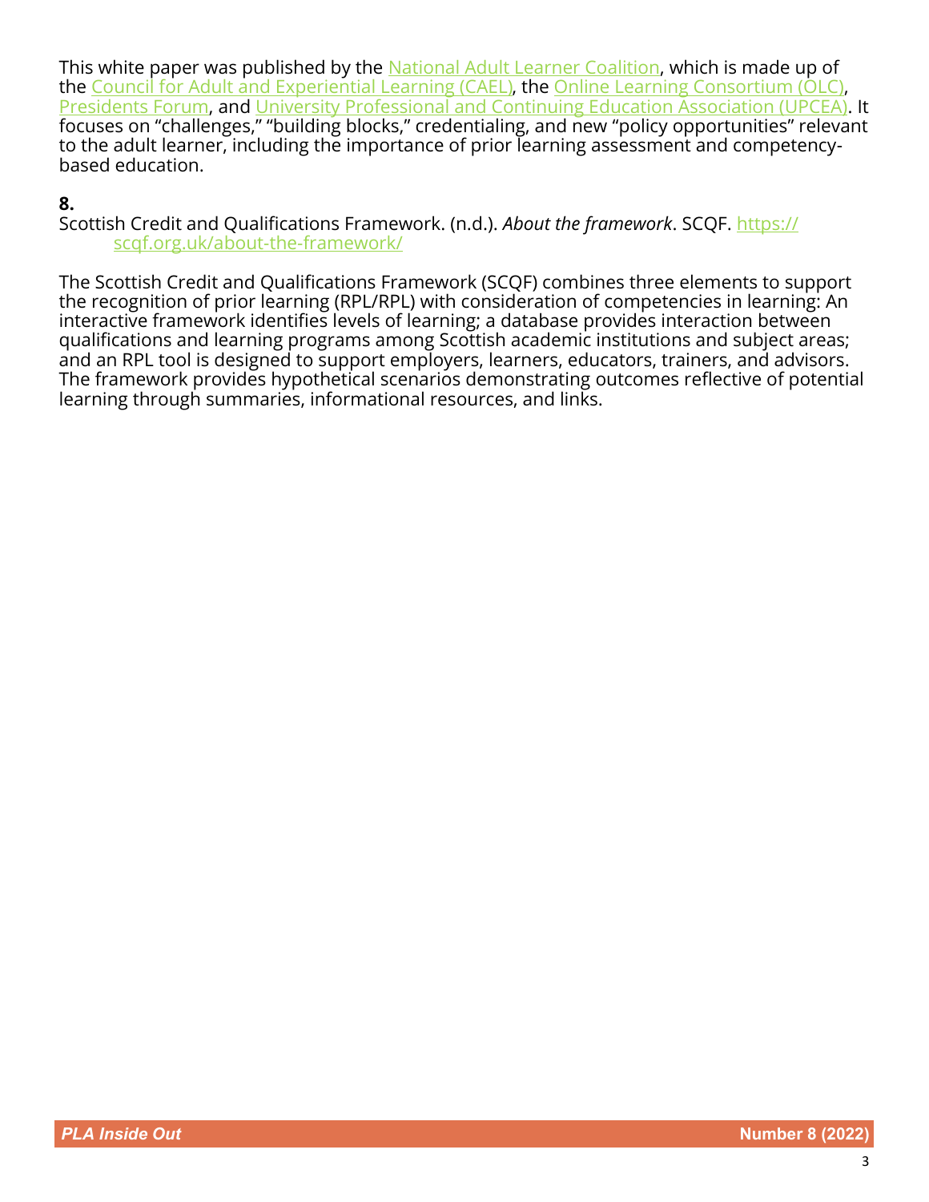This white paper was published by the National Adult Learner Coalition, which is made up of the Council for Adult and Experiential Learning (CAEL), the Online Learning Consortium (OLC), Presidents Forum, and University Professional and Continuing Education Association (UPCEA). It focuses on "challenges," "building blocks," credentialing, and new "policy opportunities" relevant to the adult learner, including the importance of prior learning assessment and competency-based education.

**8.**

Scottish Credit and Qualifications Framework. (n.d.). *About the framework*. SCQF. https://scqf.org.uk/about-the-framework/

The Scottish Credit and Qualifications Framework (SCQF) combines three elements to support the recognition of prior learning (RPL/RPL) with consideration of competencies in learning: An interactive framework identifies levels of learning; a database provides interaction between qualifications and learning programs among Scottish academic institutions and subject areas; and an RPL tool is designed to support employers, learners, educators, trainers, and advisors. The framework provides hypothetical scenarios demonstrating outcomes reflective of potential learning through summaries, informational resources, and links.